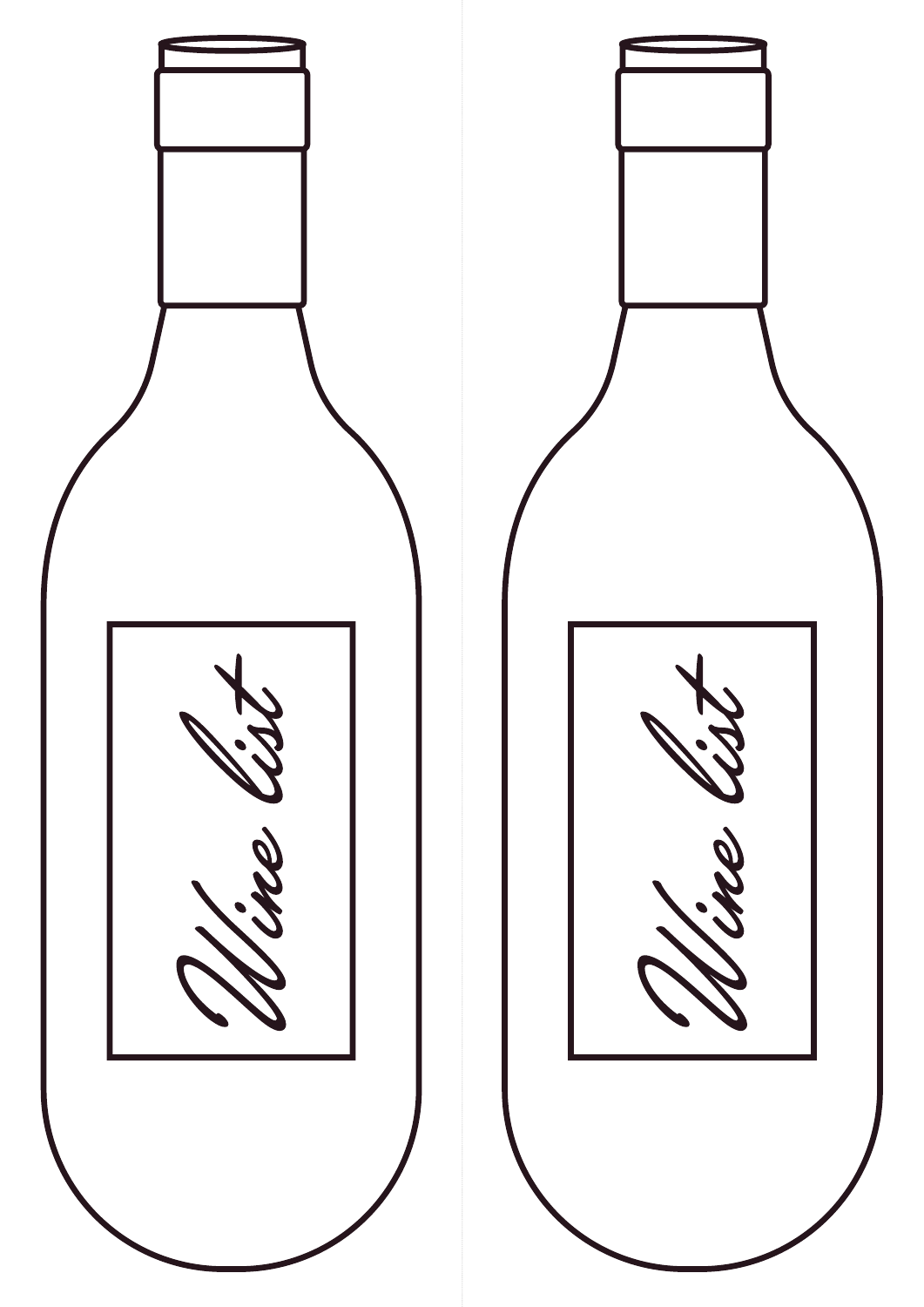Wine list

Wine list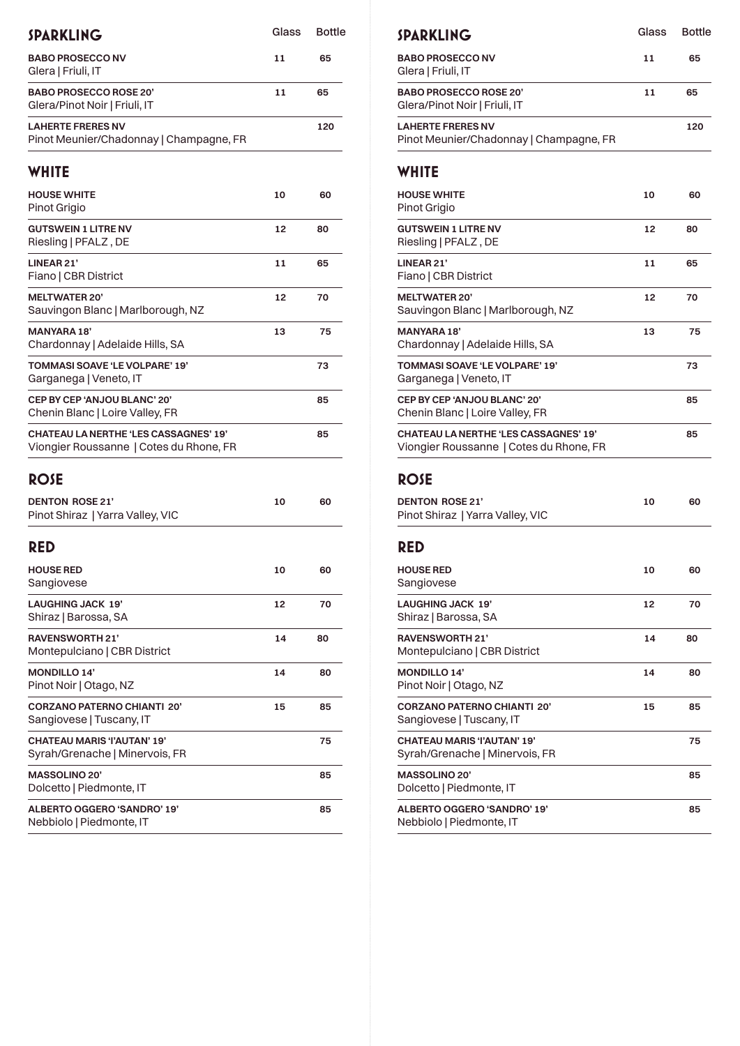## SPARKLING

| | Glass | Bottle |
|---|---|---|
| **BABO PROSECCO NV**<br>Glera \| Friuli, IT | 11 | 65 |
| **BABO PROSECCO ROSE 20'**<br>Glera/Pinot Noir \| Friuli, IT | 11 | 65 |
| **LAHERTE FRERES NV**<br>Pinot Meunier/Chadonnay \| Champagne, FR | | 120 |

## WHITE

| | Glass | Bottle |
|---|---|---|
| **HOUSE WHITE**<br>Pinot Grigio | 10 | 60 |
| **GUTSWEIN 1 LITRE NV**<br>Riesling \| PFALZ , DE | 12 | 80 |
| **LINEAR 21'**<br>Fiano \| CBR District | 11 | 65 |
| **MELTWATER 20'**<br>Sauvingon Blanc \| Marlborough, NZ | 12 | 70 |
| **MANYARA 18'**<br>Chardonnay \| Adelaide Hills, SA | 13 | 75 |
| **TOMMASI SOAVE 'LE VOLPARE' 19'**<br>Garganega \| Veneto, IT | | 73 |
| **CEP BY CEP 'ANJOU BLANC' 20'**<br>Chenin Blanc \| Loire Valley, FR | | 85 |
| **CHATEAU LA NERTHE 'LES CASSAGNES' 19'**<br>Viongier Roussanne \| Cotes du Rhone, FR | | 85 |

## ROSE

| | Glass | Bottle |
|---|---|---|
| **DENTON ROSE 21'**<br>Pinot Shiraz \| Yarra Valley, VIC | 10 | 60 |

## RED

| | Glass | Bottle |
|---|---|---|
| **HOUSE RED**<br>Sangiovese | 10 | 60 |
| **LAUGHING JACK 19'**<br>Shiraz \| Barossa, SA | 12 | 70 |
| **RAVENSWORTH 21'**<br>Montepulciano \| CBR District | 14 | 80 |
| **MONDILLO 14'**<br>Pinot Noir \| Otago, NZ | 14 | 80 |
| **CORZANO PATERNO CHIANTI 20'**<br>Sangiovese \| Tuscany, IT | 15 | 85 |
| **CHATEAU MARIS 'l'AUTAN' 19'**<br>Syrah/Grenache \| Minervois, FR | | 75 |
| **MASSOLINO 20'**<br>Dolcetto \| Piedmonte, IT | | 85 |
| **ALBERTO OGGERO 'SANDRO' 19'**<br>Nebbiolo \| Piedmonte, IT | | 85 |

## SPARKLING

| | Glass | Bottle |
|---|---|---|
| **BABO PROSECCO NV**<br>Glera \| Friuli, IT | 11 | 65 |
| **BABO PROSECCO ROSE 20'**<br>Glera/Pinot Noir \| Friuli, IT | 11 | 65 |
| **LAHERTE FRERES NV**<br>Pinot Meunier/Chadonnay \| Champagne, FR | | 120 |

## WHITE

| | Glass | Bottle |
|---|---|---|
| **HOUSE WHITE**<br>Pinot Grigio | 10 | 60 |
| **GUTSWEIN 1 LITRE NV**<br>Riesling \| PFALZ , DE | 12 | 80 |
| **LINEAR 21'**<br>Fiano \| CBR District | 11 | 65 |
| **MELTWATER 20'**<br>Sauvingon Blanc \| Marlborough, NZ | 12 | 70 |
| **MANYARA 18'**<br>Chardonnay \| Adelaide Hills, SA | 13 | 75 |
| **TOMMASI SOAVE 'LE VOLPARE' 19'**<br>Garganega \| Veneto, IT | | 73 |
| **CEP BY CEP 'ANJOU BLANC' 20'**<br>Chenin Blanc \| Loire Valley, FR | | 85 |
| **CHATEAU LA NERTHE 'LES CASSAGNES' 19'**<br>Viongier Roussanne \| Cotes du Rhone, FR | | 85 |

## ROSE

| | Glass | Bottle |
|---|---|---|
| **DENTON ROSE 21'**<br>Pinot Shiraz \| Yarra Valley, VIC | 10 | 60 |

## RED

| | Glass | Bottle |
|---|---|---|
| **HOUSE RED**<br>Sangiovese | 10 | 60 |
| **LAUGHING JACK 19'**<br>Shiraz \| Barossa, SA | 12 | 70 |
| **RAVENSWORTH 21'**<br>Montepulciano \| CBR District | 14 | 80 |
| **MONDILLO 14'**<br>Pinot Noir \| Otago, NZ | 14 | 80 |
| **CORZANO PATERNO CHIANTI 20'**<br>Sangiovese \| Tuscany, IT | 15 | 85 |
| **CHATEAU MARIS 'l'AUTAN' 19'**<br>Syrah/Grenache \| Minervois, FR | | 75 |
| **MASSOLINO 20'**<br>Dolcetto \| Piedmonte, IT | | 85 |
| **ALBERTO OGGERO 'SANDRO' 19'**<br>Nebbiolo \| Piedmonte, IT | | 85 |